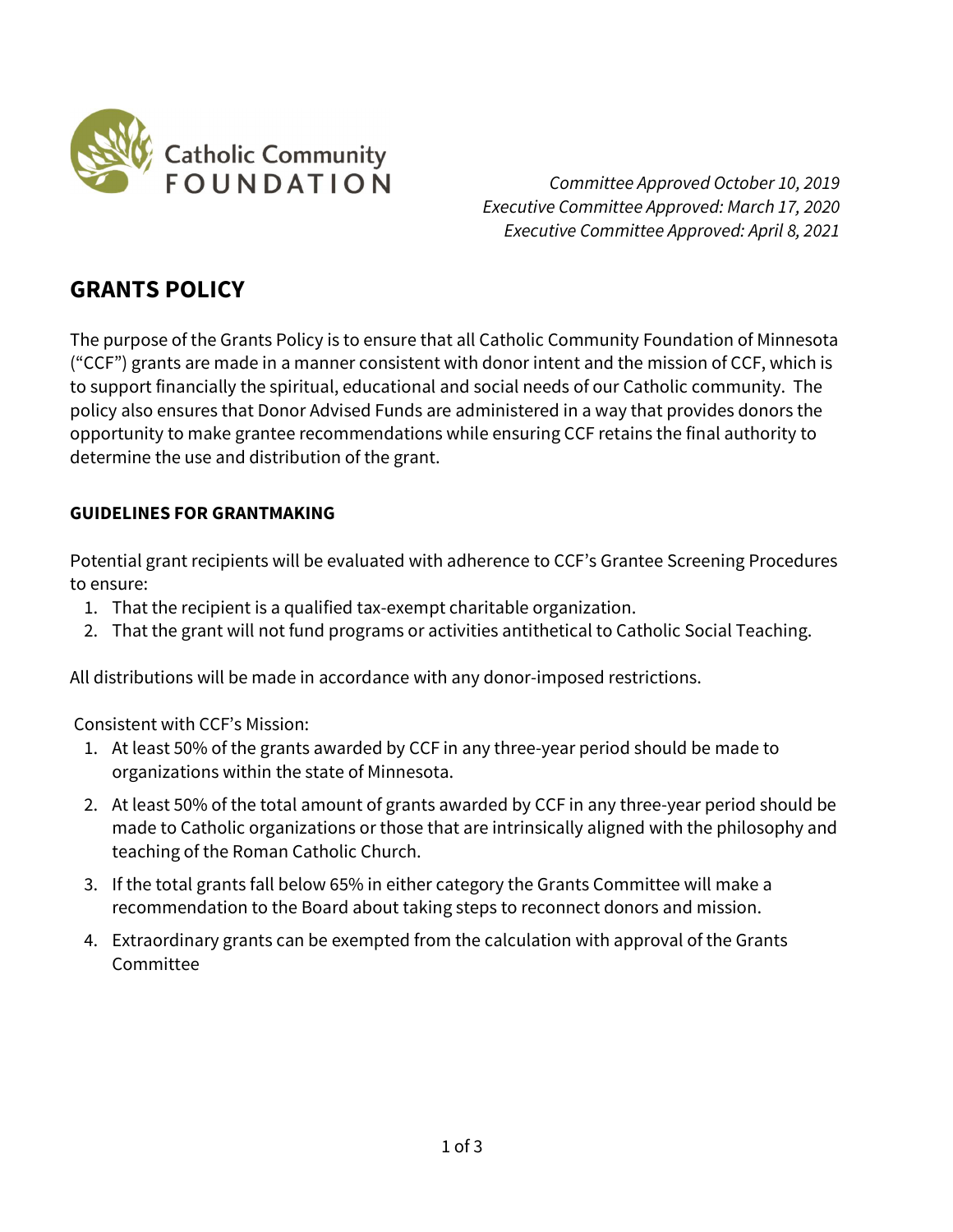Catholic Community FOUNDATION

*Committee Approved October 10, 2019*
*Executive Committee Approved: March 17, 2020*
*Executive Committee Approved: April 8, 2021*

# GRANTS POLICY

The purpose of the Grants Policy is to ensure that all Catholic Community Foundation of Minnesota ("CCF") grants are made in a manner consistent with donor intent and the mission of CCF, which is to support financially the spiritual, educational and social needs of our Catholic community. The policy also ensures that Donor Advised Funds are administered in a way that provides donors the opportunity to make grantee recommendations while ensuring CCF retains the final authority to determine the use and distribution of the grant.

**GUIDELINES FOR GRANTMAKING**

Potential grant recipients will be evaluated with adherence to CCF's Grantee Screening Procedures to ensure:

1. That the recipient is a qualified tax-exempt charitable organization.
2. That the grant will not fund programs or activities antithetical to Catholic Social Teaching.

All distributions will be made in accordance with any donor-imposed restrictions.

Consistent with CCF's Mission:

1. At least 50% of the grants awarded by CCF in any three-year period should be made to organizations within the state of Minnesota.
2. At least 50% of the total amount of grants awarded by CCF in any three-year period should be made to Catholic organizations or those that are intrinsically aligned with the philosophy and teaching of the Roman Catholic Church.
3. If the total grants fall below 65% in either category the Grants Committee will make a recommendation to the Board about taking steps to reconnect donors and mission.
4. Extraordinary grants can be exempted from the calculation with approval of the Grants Committee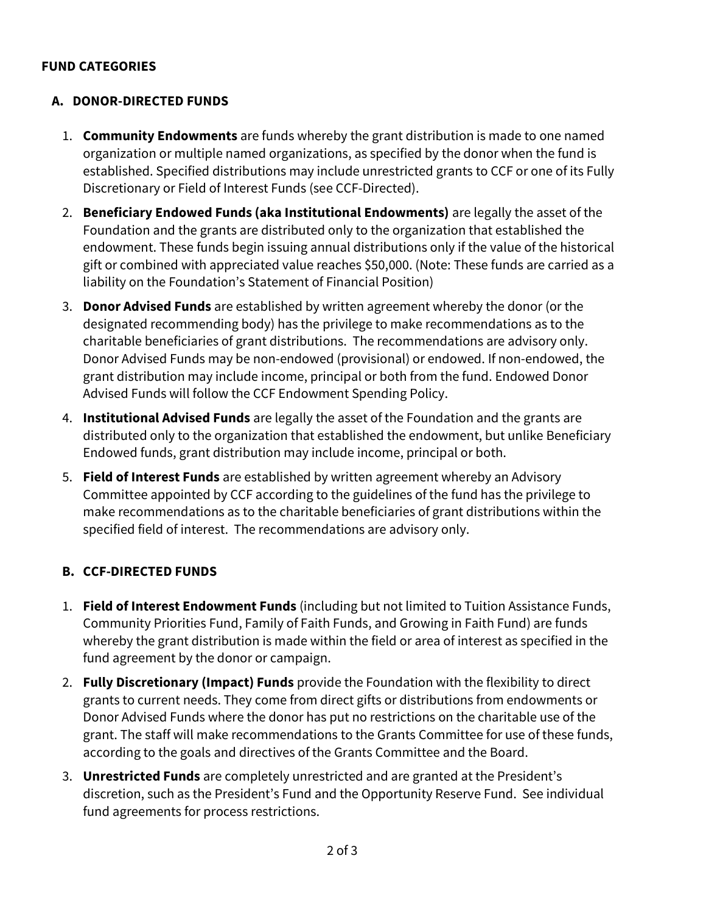## FUND CATEGORIES

### A. DONOR-DIRECTED FUNDS

1. **Community Endowments** are funds whereby the grant distribution is made to one named organization or multiple named organizations, as specified by the donor when the fund is established. Specified distributions may include unrestricted grants to CCF or one of its Fully Discretionary or Field of Interest Funds (see CCF-Directed).
2. **Beneficiary Endowed Funds (aka Institutional Endowments)** are legally the asset of the Foundation and the grants are distributed only to the organization that established the endowment. These funds begin issuing annual distributions only if the value of the historical gift or combined with appreciated value reaches $50,000. (Note: These funds are carried as a liability on the Foundation's Statement of Financial Position)
3. **Donor Advised Funds** are established by written agreement whereby the donor (or the designated recommending body) has the privilege to make recommendations as to the charitable beneficiaries of grant distributions. The recommendations are advisory only. Donor Advised Funds may be non-endowed (provisional) or endowed. If non-endowed, the grant distribution may include income, principal or both from the fund. Endowed Donor Advised Funds will follow the CCF Endowment Spending Policy.
4. **Institutional Advised Funds** are legally the asset of the Foundation and the grants are distributed only to the organization that established the endowment, but unlike Beneficiary Endowed funds, grant distribution may include income, principal or both.
5. **Field of Interest Funds** are established by written agreement whereby an Advisory Committee appointed by CCF according to the guidelines of the fund has the privilege to make recommendations as to the charitable beneficiaries of grant distributions within the specified field of interest. The recommendations are advisory only.

### B. CCF-DIRECTED FUNDS

1. **Field of Interest Endowment Funds** (including but not limited to Tuition Assistance Funds, Community Priorities Fund, Family of Faith Funds, and Growing in Faith Fund) are funds whereby the grant distribution is made within the field or area of interest as specified in the fund agreement by the donor or campaign.
2. **Fully Discretionary (Impact) Funds** provide the Foundation with the flexibility to direct grants to current needs. They come from direct gifts or distributions from endowments or Donor Advised Funds where the donor has put no restrictions on the charitable use of the grant. The staff will make recommendations to the Grants Committee for use of these funds, according to the goals and directives of the Grants Committee and the Board.
3. **Unrestricted Funds** are completely unrestricted and are granted at the President's discretion, such as the President's Fund and the Opportunity Reserve Fund. See individual fund agreements for process restrictions.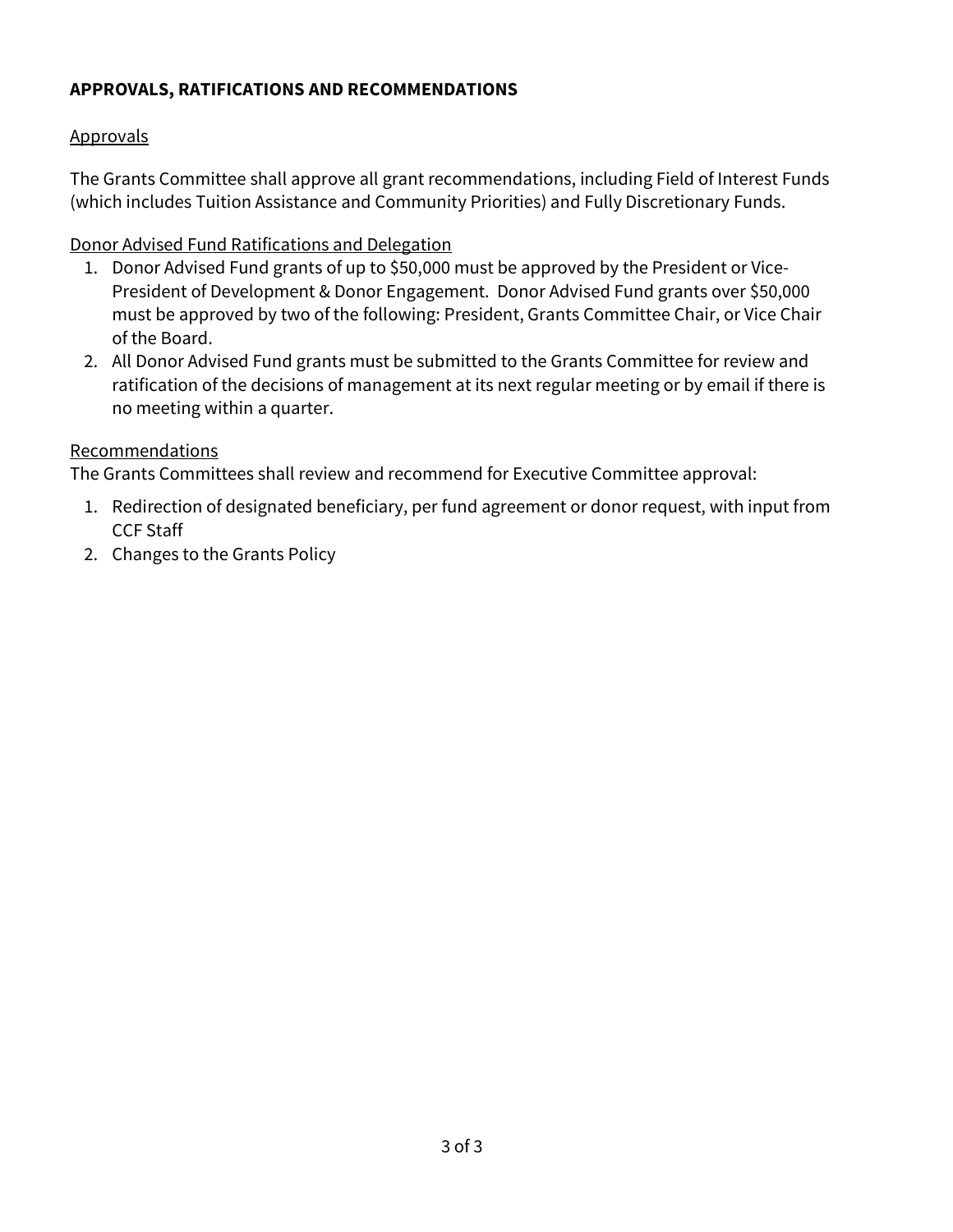## APPROVALS, RATIFICATIONS AND RECOMMENDATIONS

### Approvals

The Grants Committee shall approve all grant recommendations, including Field of Interest Funds (which includes Tuition Assistance and Community Priorities) and Fully Discretionary Funds.

### Donor Advised Fund Ratifications and Delegation

1. Donor Advised Fund grants of up to $50,000 must be approved by the President or Vice-President of Development & Donor Engagement. Donor Advised Fund grants over $50,000 must be approved by two of the following: President, Grants Committee Chair, or Vice Chair of the Board.
2. All Donor Advised Fund grants must be submitted to the Grants Committee for review and ratification of the decisions of management at its next regular meeting or by email if there is no meeting within a quarter.

### Recommendations

The Grants Committees shall review and recommend for Executive Committee approval:

1. Redirection of designated beneficiary, per fund agreement or donor request, with input from CCF Staff
2. Changes to the Grants Policy